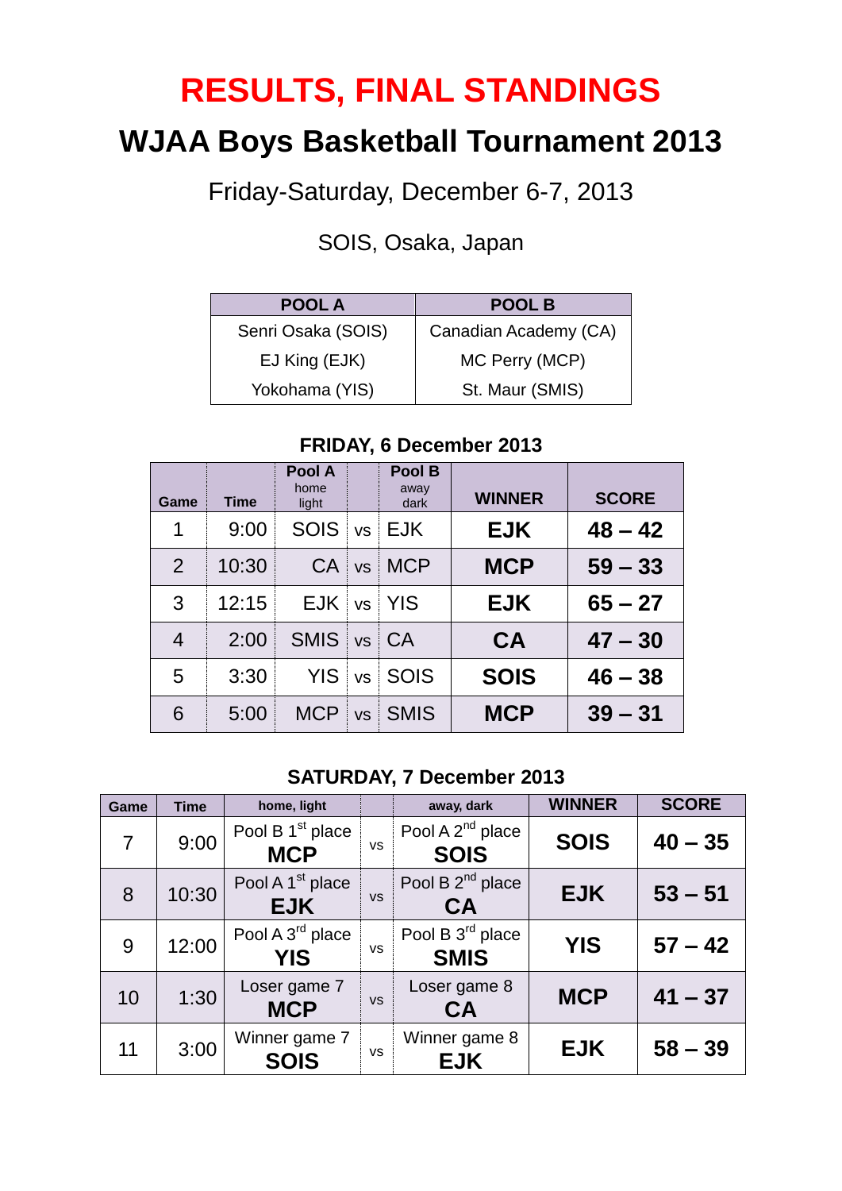# RESULTS, FINAL STANDINGS

## WJAA Boys Basketball Tournament 2013

Friday-Saturday, December 6-7, 2013

SOIS, Osaka, Japan

| POOL A | POOL B |
|---|---|
| Senri Osaka (SOIS) | Canadian Academy (CA) |
| EJ King (EJK) | MC Perry (MCP) |
| Yokohama (YIS) | St. Maur (SMIS) |

### FRIDAY, 6 December 2013

| Game | Time | Pool A home light | | Pool B away dark | WINNER | SCORE |
|---|---|---|---|---|---|---|
| 1 | 9:00 | SOIS | vs | EJK | **EJK** | **48 – 42** |
| 2 | 10:30 | CA | vs | MCP | **MCP** | **59 – 33** |
| 3 | 12:15 | EJK | vs | YIS | **EJK** | **65 – 27** |
| 4 | 2:00 | SMIS | vs | CA | **CA** | **47 – 30** |
| 5 | 3:30 | YIS | vs | SOIS | **SOIS** | **46 – 38** |
| 6 | 5:00 | MCP | vs | SMIS | **MCP** | **39 – 31** |

### SATURDAY, 7 December 2013

| Game | Time | home, light | | away, dark | WINNER | SCORE |
|---|---|---|---|---|---|---|
| 7 | 9:00 | Pool B 1st place **MCP** | vs | Pool A 2nd place **SOIS** | **SOIS** | **40 – 35** |
| 8 | 10:30 | Pool A 1st place **EJK** | vs | Pool B 2nd place **CA** | **EJK** | **53 – 51** |
| 9 | 12:00 | Pool A 3rd place **YIS** | vs | Pool B 3rd place **SMIS** | **YIS** | **57 – 42** |
| 10 | 1:30 | Loser game 7 **MCP** | vs | Loser game 8 **CA** | **MCP** | **41 – 37** |
| 11 | 3:00 | Winner game 7 **SOIS** | vs | Winner game 8 **EJK** | **EJK** | **58 – 39** |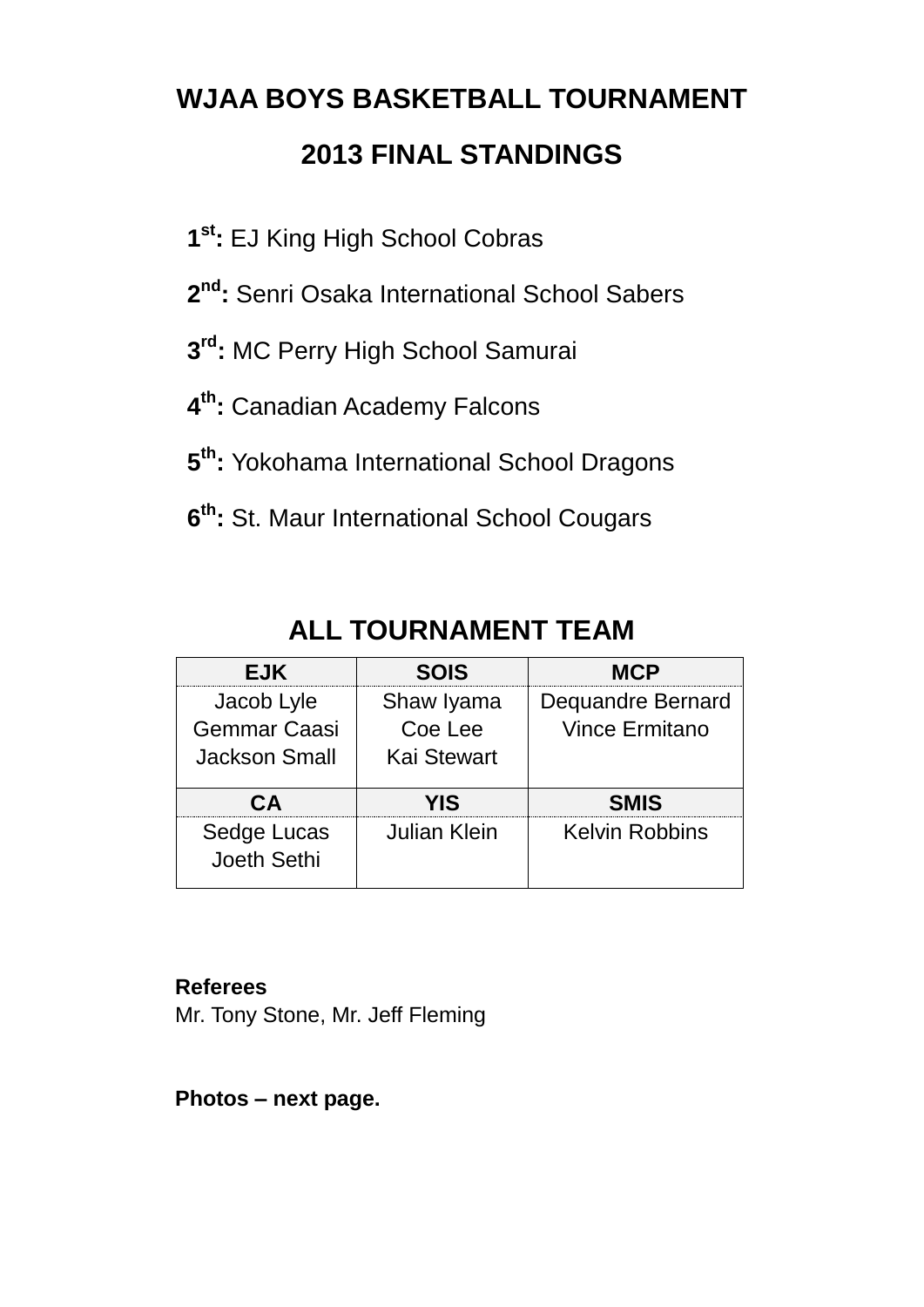# WJAA BOYS BASKETBALL TOURNAMENT

## 2013 FINAL STANDINGS

**1st:** EJ King High School Cobras

**2nd:** Senri Osaka International School Sabers

**3rd:** MC Perry High School Samurai

**4th:** Canadian Academy Falcons

**5th:** Yokohama International School Dragons

**6th:** St. Maur International School Cougars

## ALL TOURNAMENT TEAM

| EJK | SOIS | MCP |
|---|---|---|
| Jacob Lyle<br>Gemmar Caasi<br>Jackson Small | Shaw Iyama<br>Coe Lee<br>Kai Stewart | Dequandre Bernard<br>Vince Ermitano |
| **CA** | **YIS** | **SMIS** |
| Sedge Lucas<br>Joeth Sethi | Julian Klein | Kelvin Robbins |

**Referees**
Mr. Tony Stone, Mr. Jeff Fleming

**Photos – next page.**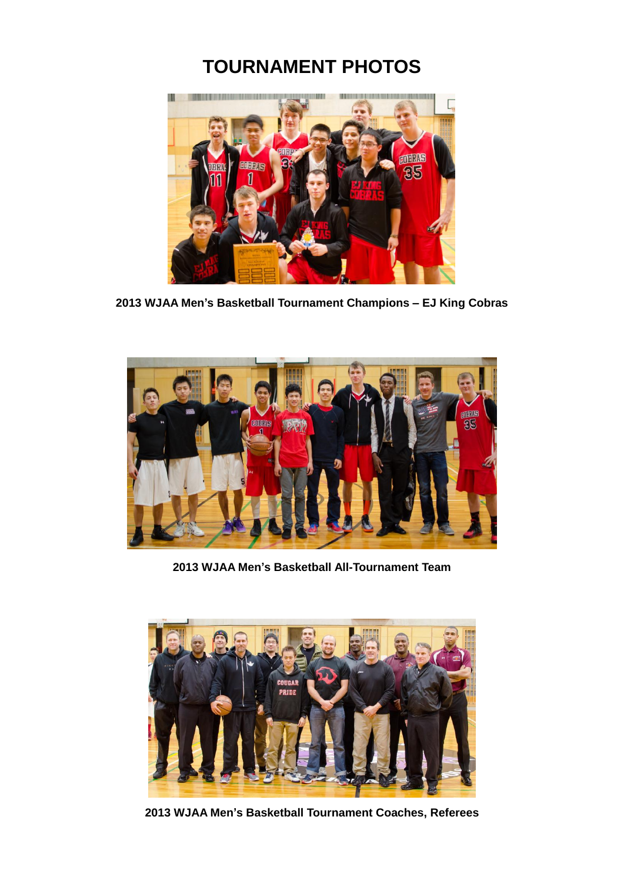# TOURNAMENT PHOTOS

**2013 WJAA Men's Basketball Tournament Champions – EJ King Cobras**

**2013 WJAA Men's Basketball All-Tournament Team**

**2013 WJAA Men's Basketball Tournament Coaches, Referees**